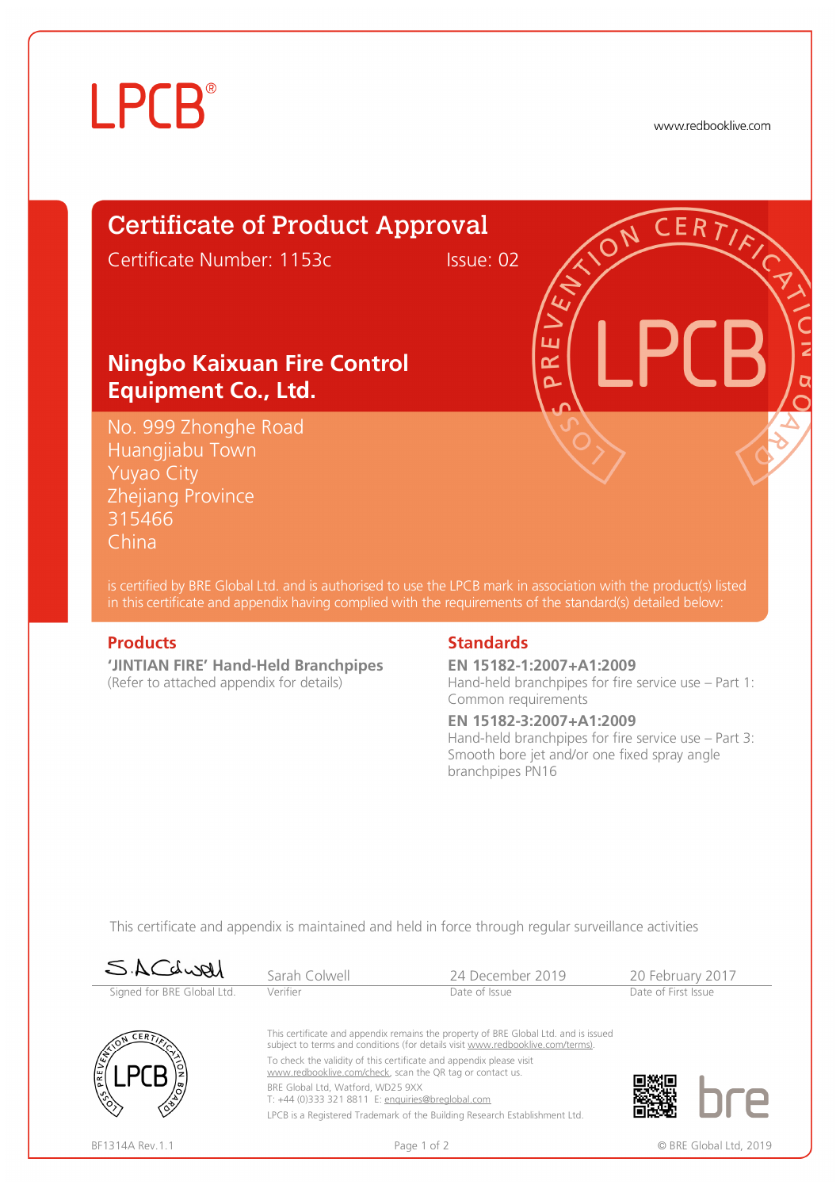LPCB®

www.redbooklive.com

# Certificate of Product Approval

Certificate Number: 1153c    Issue: 02

## Ningbo Kaixuan Fire Control Equipment Co., Ltd.

No. 999 Zhonghe Road
Huangjiabu Town
Yuyao City
Zhejiang Province
315466
China

is certified by BRE Global Ltd. and is authorised to use the LPCB mark in association with the product(s) listed in this certificate and appendix having complied with the requirements of the standard(s) detailed below:

### Products

**'JINTIAN FIRE' Hand-Held Branchpipes**
(Refer to attached appendix for details)

### Standards

**EN 15182-1:2007+A1:2009**
Hand-held branchpipes for fire service use – Part 1: Common requirements

**EN 15182-3:2007+A1:2009**
Hand-held branchpipes for fire service use – Part 3: Smooth bore jet and/or one fixed spray angle branchpipes PN16

This certificate and appendix is maintained and held in force through regular surveillance activities

| Signed for BRE Global Ltd. | Sarah Colwell | 24 December 2019 | 20 February 2017 |
|---|---|---|---|
| | Verifier | Date of Issue | Date of First Issue |

This certificate and appendix remains the property of BRE Global Ltd. and is issued subject to terms and conditions (for details visit www.redbooklive.com/terms).

To check the validity of this certificate and appendix please visit www.redbooklive.com/check, scan the QR tag or contact us.

BRE Global Ltd, Watford, WD25 9XX
T: +44 (0)333 321 8811 E: enquiries@breglobal.com

LPCB is a Registered Trademark of the Building Research Establishment Ltd.

BF1314A Rev.1.1

© BRE Global Ltd, 2019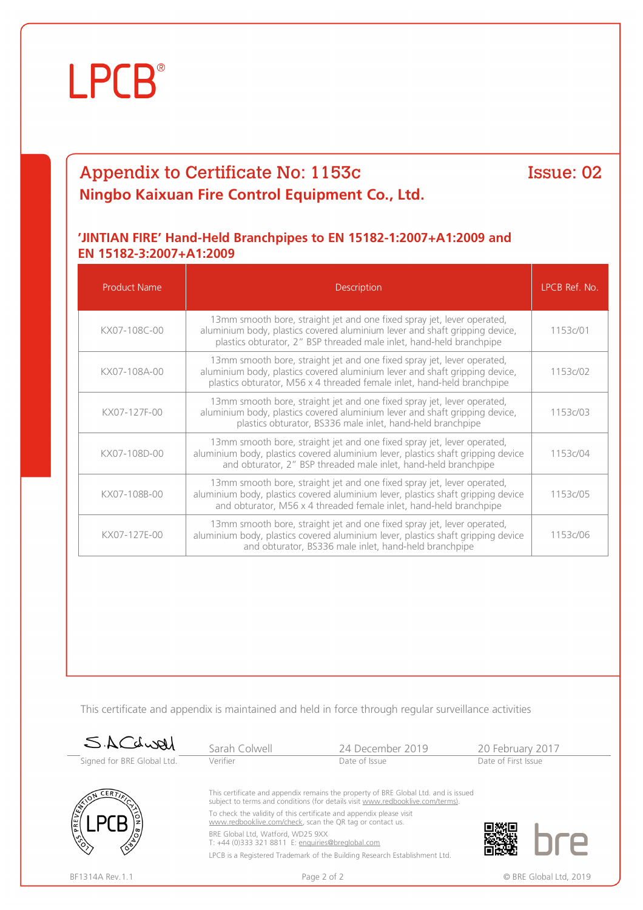LPCB®

## Appendix to Certificate No: 1153c

Issue: 02

**Ningbo Kaixuan Fire Control Equipment Co., Ltd.**

### 'JINTIAN FIRE' Hand-Held Branchpipes to EN 15182-1:2007+A1:2009 and EN 15182-3:2007+A1:2009

| Product Name | Description | LPCB Ref. No. |
|---|---|---|
| KX07-108C-00 | 13mm smooth bore, straight jet and one fixed spray jet, lever operated, aluminium body, plastics covered aluminium lever and shaft gripping device, plastics obturator, 2" BSP threaded male inlet, hand-held branchpipe | 1153c/01 |
| KX07-108A-00 | 13mm smooth bore, straight jet and one fixed spray jet, lever operated, aluminium body, plastics covered aluminium lever and shaft gripping device, plastics obturator, M56 x 4 threaded female inlet, hand-held branchpipe | 1153c/02 |
| KX07-127F-00 | 13mm smooth bore, straight jet and one fixed spray jet, lever operated, aluminium body, plastics covered aluminium lever and shaft gripping device, plastics obturator, BS336 male inlet, hand-held branchpipe | 1153c/03 |
| KX07-108D-00 | 13mm smooth bore, straight jet and one fixed spray jet, lever operated, aluminium body, plastics covered aluminium lever, plastics shaft gripping device and obturator, 2" BSP threaded male inlet, hand-held branchpipe | 1153c/04 |
| KX07-108B-00 | 13mm smooth bore, straight jet and one fixed spray jet, lever operated, aluminium body, plastics covered aluminium lever, plastics shaft gripping device and obturator, M56 x 4 threaded female inlet, hand-held branchpipe | 1153c/05 |
| KX07-127E-00 | 13mm smooth bore, straight jet and one fixed spray jet, lever operated, aluminium body, plastics covered aluminium lever, plastics shaft gripping device and obturator, BS336 male inlet, hand-held branchpipe | 1153c/06 |

This certificate and appendix is maintained and held in force through regular surveillance activities

| Signed for BRE Global Ltd. | Sarah Colwell | 24 December 2019 | 20 February 2017 |
|---|---|---|---|
| | Verifier | Date of Issue | Date of First Issue |

This certificate and appendix remains the property of BRE Global Ltd. and is issued subject to terms and conditions (for details visit www.redbooklive.com/terms).

To check the validity of this certificate and appendix please visit www.redbooklive.com/check, scan the QR tag or contact us.

BRE Global Ltd, Watford, WD25 9XX
T: +44 (0)333 321 8811 E: enquiries@breglobal.com

LPCB is a Registered Trademark of the Building Research Establishment Ltd.

BF1314A Rev.1.1

© BRE Global Ltd, 2019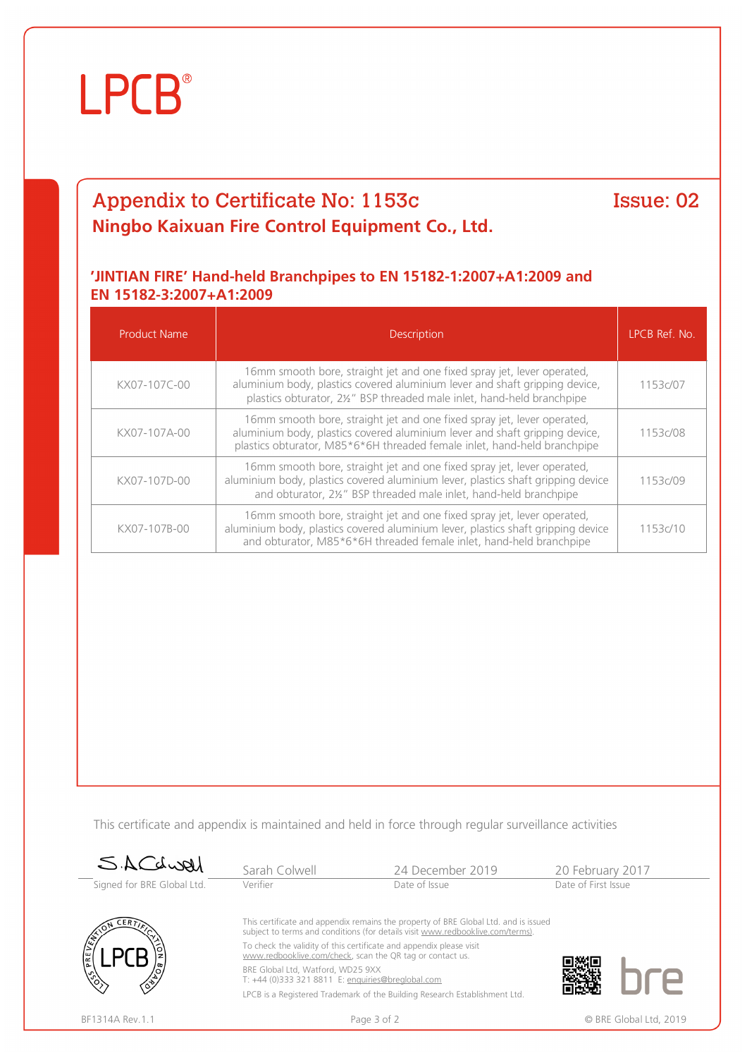LPCB®

# Appendix to Certificate No: 1153c

Issue: 02

## Ningbo Kaixuan Fire Control Equipment Co., Ltd.

### 'JINTIAN FIRE' Hand-held Branchpipes to EN 15182-1:2007+A1:2009 and EN 15182-3:2007+A1:2009

| Product Name | Description | LPCB Ref. No. |
|---|---|---|
| KX07-107C-00 | 16mm smooth bore, straight jet and one fixed spray jet, lever operated, aluminium body, plastics covered aluminium lever and shaft gripping device, plastics obturator, 2½" BSP threaded male inlet, hand-held branchpipe | 1153c/07 |
| KX07-107A-00 | 16mm smooth bore, straight jet and one fixed spray jet, lever operated, aluminium body, plastics covered aluminium lever and shaft gripping device, plastics obturator, M85*6*6H threaded female inlet, hand-held branchpipe | 1153c/08 |
| KX07-107D-00 | 16mm smooth bore, straight jet and one fixed spray jet, lever operated, aluminium body, plastics covered aluminium lever, plastics shaft gripping device and obturator, 2½" BSP threaded male inlet, hand-held branchpipe | 1153c/09 |
| KX07-107B-00 | 16mm smooth bore, straight jet and one fixed spray jet, lever operated, aluminium body, plastics covered aluminium lever, plastics shaft gripping device and obturator, M85*6*6H threaded female inlet, hand-held branchpipe | 1153c/10 |

This certificate and appendix is maintained and held in force through regular surveillance activities

| Signed for BRE Global Ltd. | Verifier | Date of Issue | Date of First Issue |
|---|---|---|---|
| S.A.Colwell | Sarah Colwell | 24 December 2019 | 20 February 2017 |

This certificate and appendix remains the property of BRE Global Ltd. and is issued subject to terms and conditions (for details visit www.redbooklive.com/terms).

To check the validity of this certificate and appendix please visit www.redbooklive.com/check, scan the QR tag or contact us.

BRE Global Ltd, Watford, WD25 9XX
T: +44 (0)333 321 8811 E: enquiries@breglobal.com

LPCB is a Registered Trademark of the Building Research Establishment Ltd.

BF1314A Rev.1.1

© BRE Global Ltd, 2019